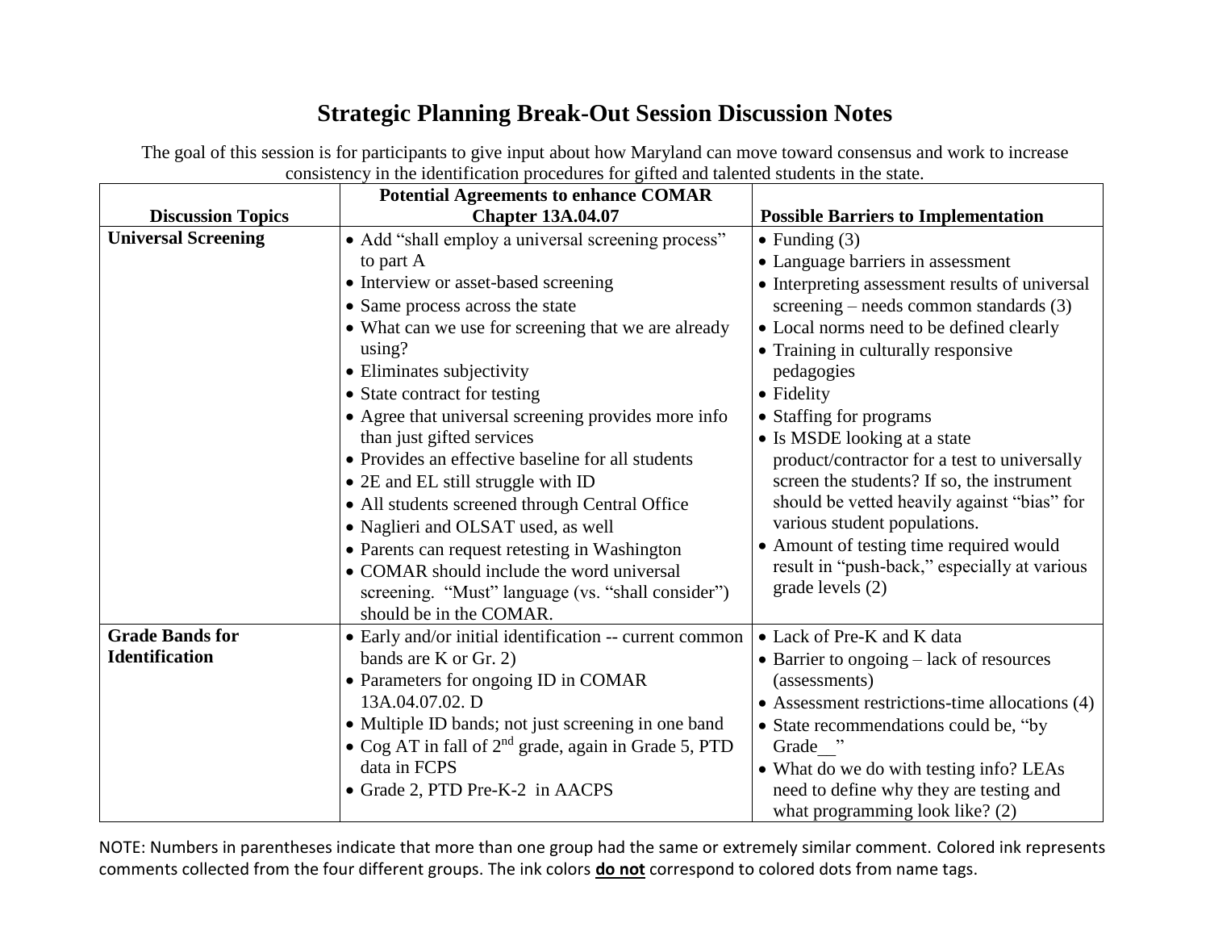# Strategic Planning Break-Out Session Discussion Notes

The goal of this session is for participants to give input about how Maryland can move toward consensus and work to increase consistency in the identification procedures for gifted and talented students in the state.

| Discussion Topics | Potential Agreements to enhance COMAR Chapter 13A.04.07 | Possible Barriers to Implementation |
|---|---|---|
| **Universal Screening** | • Add "shall employ a universal screening process" to part A<br>• Interview or asset-based screening<br>• Same process across the state<br>• What can we use for screening that we are already using?<br>• Eliminates subjectivity<br>• State contract for testing<br>• Agree that universal screening provides more info than just gifted services<br>• Provides an effective baseline for all students<br>• 2E and EL still struggle with ID<br>• All students screened through Central Office<br>• Naglieri and OLSAT used, as well<br>• Parents can request retesting in Washington<br>• COMAR should include the word universal screening. "Must" language (vs. "shall consider") should be in the COMAR. | • Funding (3)<br>• Language barriers in assessment<br>• Interpreting assessment results of universal screening – needs common standards (3)<br>• Local norms need to be defined clearly<br>• Training in culturally responsive pedagogies<br>• Fidelity<br>• Staffing for programs<br>• Is MSDE looking at a state product/contractor for a test to universally screen the students? If so, the instrument should be vetted heavily against "bias" for various student populations.<br>• Amount of testing time required would result in "push-back," especially at various grade levels (2) |
| **Grade Bands for Identification** | • Early and/or initial identification -- current common bands are K or Gr. 2)<br>• Parameters for ongoing ID in COMAR 13A.04.07.02. D<br>• Multiple ID bands; not just screening in one band<br>• Cog AT in fall of 2nd grade, again in Grade 5, PTD data in FCPS<br>• Grade 2, PTD Pre-K-2 in AACPS | • Lack of Pre-K and K data<br>• Barrier to ongoing – lack of resources (assessments)<br>• Assessment restrictions-time allocations (4)<br>• State recommendations could be, "by Grade__"<br>• What do we do with testing info? LEAs need to define why they are testing and what programming look like? (2) |

NOTE: Numbers in parentheses indicate that more than one group had the same or extremely similar comment. Colored ink represents comments collected from the four different groups. The ink colors **do not** correspond to colored dots from name tags.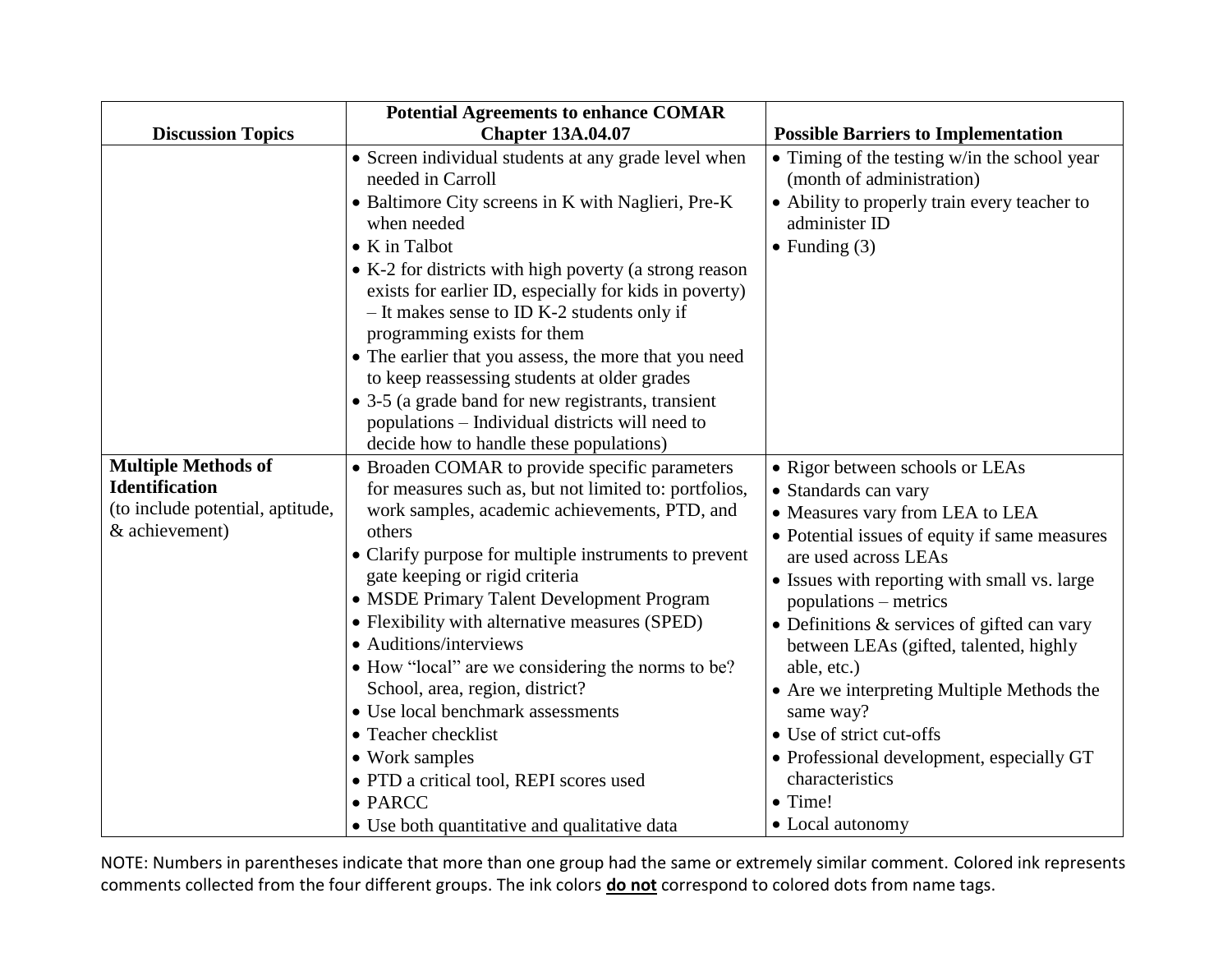| Discussion Topics | Potential Agreements to enhance COMAR Chapter 13A.04.07 | Possible Barriers to Implementation |
|---|---|---|
| | • Screen individual students at any grade level when needed in Carroll<br>• Baltimore City screens in K with Naglieri, Pre-K when needed<br>• K in Talbot<br>• K-2 for districts with high poverty (a strong reason exists for earlier ID, especially for kids in poverty) – It makes sense to ID K-2 students only if programming exists for them<br>• The earlier that you assess, the more that you need to keep reassessing students at older grades<br>• 3-5 (a grade band for new registrants, transient populations – Individual districts will need to decide how to handle these populations) | • Timing of the testing w/in the school year (month of administration)<br>• Ability to properly train every teacher to administer ID<br>• Funding (3) |
| **Multiple Methods of Identification**<br>(to include potential, aptitude, & achievement) | • Broaden COMAR to provide specific parameters for measures such as, but not limited to: portfolios, work samples, academic achievements, PTD, and others<br>• Clarify purpose for multiple instruments to prevent gate keeping or rigid criteria<br>• MSDE Primary Talent Development Program<br>• Flexibility with alternative measures (SPED)<br>• Auditions/interviews<br>• How "local" are we considering the norms to be? School, area, region, district?<br>• Use local benchmark assessments<br>• Teacher checklist<br>• Work samples<br>• PTD a critical tool, REPI scores used<br>• PARCC<br>• Use both quantitative and qualitative data | • Rigor between schools or LEAs<br>• Standards can vary<br>• Measures vary from LEA to LEA<br>• Potential issues of equity if same measures are used across LEAs<br>• Issues with reporting with small vs. large populations – metrics<br>• Definitions & services of gifted can vary between LEAs (gifted, talented, highly able, etc.)<br>• Are we interpreting Multiple Methods the same way?<br>• Use of strict cut-offs<br>• Professional development, especially GT characteristics<br>• Time!<br>• Local autonomy |

NOTE: Numbers in parentheses indicate that more than one group had the same or extremely similar comment. Colored ink represents comments collected from the four different groups. The ink colors **do not** correspond to colored dots from name tags.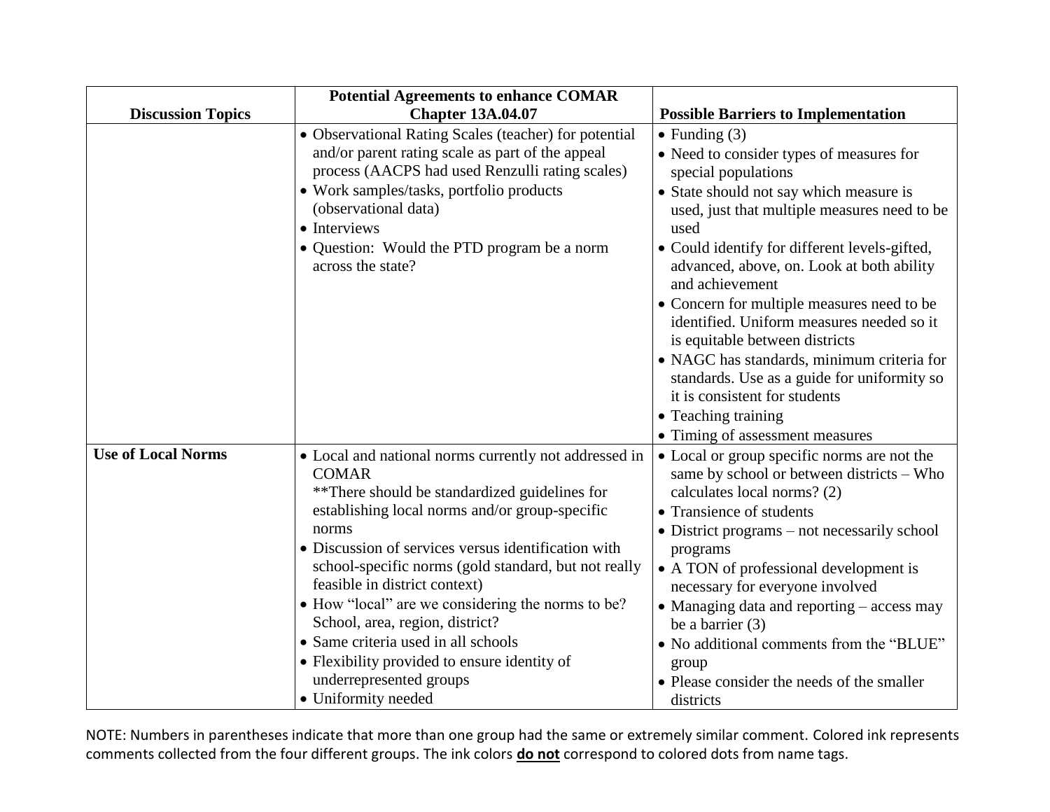| Discussion Topics | Potential Agreements to enhance COMAR Chapter 13A.04.07 | Possible Barriers to Implementation |
|---|---|---|
| | • Observational Rating Scales (teacher) for potential and/or parent rating scale as part of the appeal process (AACPS had used Renzulli rating scales)<br>• Work samples/tasks, portfolio products (observational data)<br>• Interviews<br>• Question: Would the PTD program be a norm across the state? | • Funding (3)<br>• Need to consider types of measures for special populations<br>• State should not say which measure is used, just that multiple measures need to be used<br>• Could identify for different levels-gifted, advanced, above, on. Look at both ability and achievement<br>• Concern for multiple measures need to be identified. Uniform measures needed so it is equitable between districts<br>• NAGC has standards, minimum criteria for standards. Use as a guide for uniformity so it is consistent for students<br>• Teaching training<br>• Timing of assessment measures |
| **Use of Local Norms** | • Local and national norms currently not addressed in COMAR<br>**There should be standardized guidelines for establishing local norms and/or group-specific norms<br>• Discussion of services versus identification with school-specific norms (gold standard, but not really feasible in district context)<br>• How "local" are we considering the norms to be? School, area, region, district?<br>• Same criteria used in all schools<br>• Flexibility provided to ensure identity of underrepresented groups<br>• Uniformity needed | • Local or group specific norms are not the same by school or between districts – Who calculates local norms? (2)<br>• Transience of students<br>• District programs – not necessarily school programs<br>• A TON of professional development is necessary for everyone involved<br>• Managing data and reporting – access may be a barrier (3)<br>• No additional comments from the "BLUE" group<br>• Please consider the needs of the smaller districts |

NOTE: Numbers in parentheses indicate that more than one group had the same or extremely similar comment. Colored ink represents comments collected from the four different groups. The ink colors **do not** correspond to colored dots from name tags.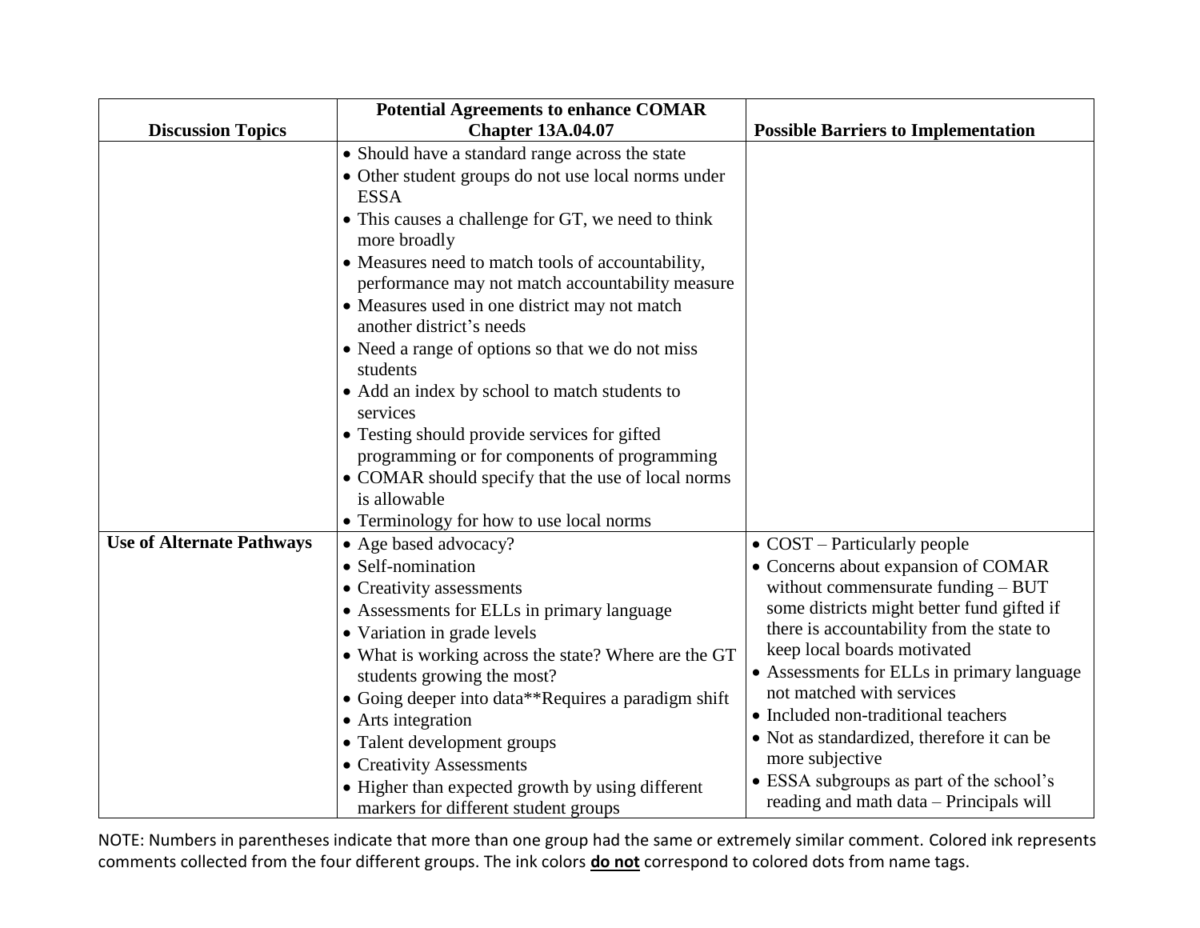| Discussion Topics | Potential Agreements to enhance COMAR Chapter 13A.04.07 | Possible Barriers to Implementation |
|---|---|---|
| | • Should have a standard range across the state<br>• Other student groups do not use local norms under ESSA<br>• This causes a challenge for GT, we need to think more broadly<br>• Measures need to match tools of accountability, performance may not match accountability measure<br>• Measures used in one district may not match another district's needs<br>• Need a range of options so that we do not miss students<br>• Add an index by school to match students to services<br>• Testing should provide services for gifted programming or for components of programming<br>• COMAR should specify that the use of local norms is allowable<br>• Terminology for how to use local norms | |
| **Use of Alternate Pathways** | • Age based advocacy?<br>• Self-nomination<br>• Creativity assessments<br>• Assessments for ELLs in primary language<br>• Variation in grade levels<br>• What is working across the state? Where are the GT students growing the most?<br>• Going deeper into data**Requires a paradigm shift<br>• Arts integration<br>• Talent development groups<br>• Creativity Assessments<br>• Higher than expected growth by using different markers for different student groups | • COST – Particularly people<br>• Concerns about expansion of COMAR without commensurate funding – BUT some districts might better fund gifted if there is accountability from the state to keep local boards motivated<br>• Assessments for ELLs in primary language not matched with services<br>• Included non-traditional teachers<br>• Not as standardized, therefore it can be more subjective<br>• ESSA subgroups as part of the school's reading and math data – Principals will |

NOTE: Numbers in parentheses indicate that more than one group had the same or extremely similar comment. Colored ink represents comments collected from the four different groups. The ink colors **do not** correspond to colored dots from name tags.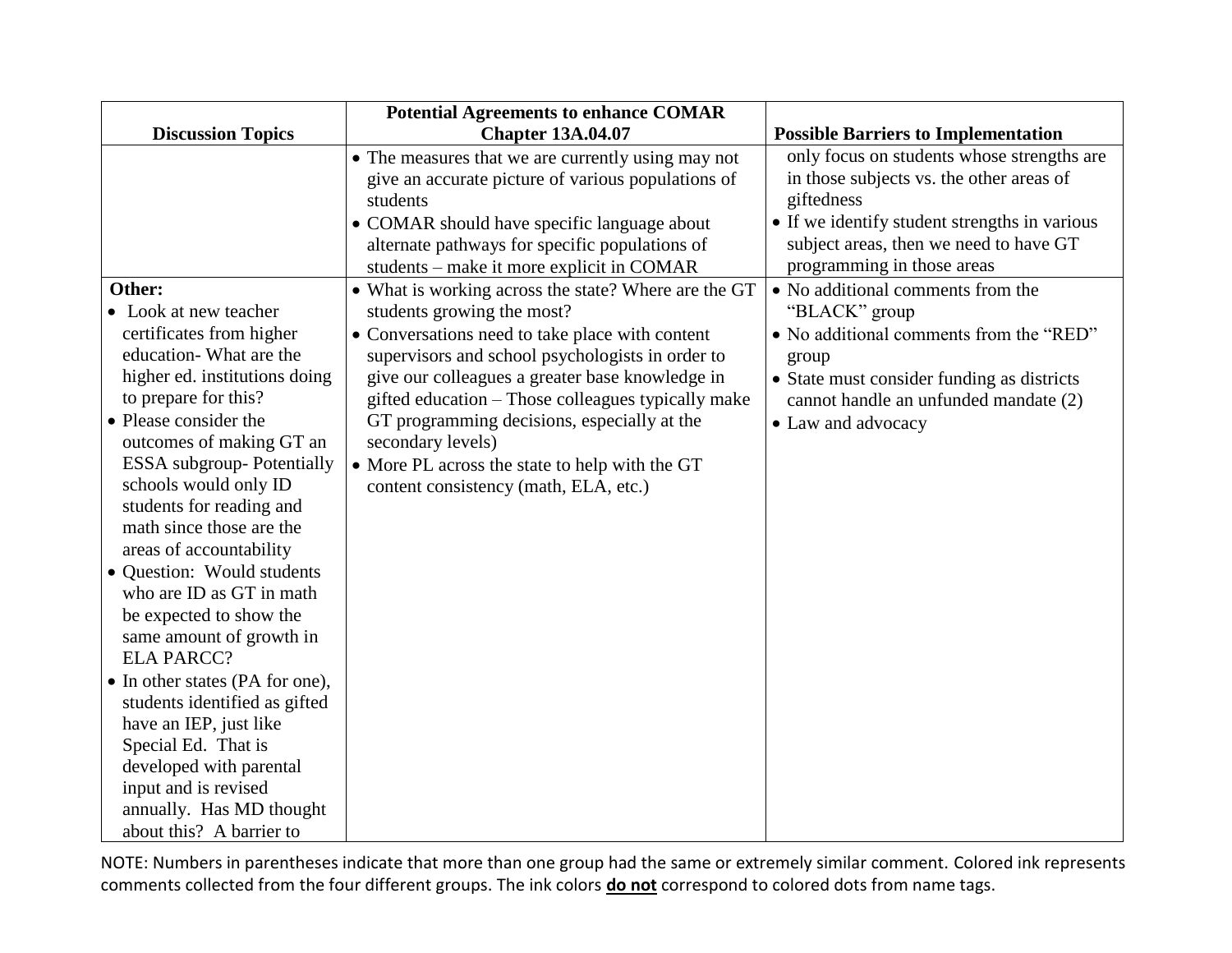| Discussion Topics | Potential Agreements to enhance COMAR Chapter 13A.04.07 | Possible Barriers to Implementation |
|---|---|---|
| | • The measures that we are currently using may not give an accurate picture of various populations of students<br>• COMAR should have specific language about alternate pathways for specific populations of students – make it more explicit in COMAR | only focus on students whose strengths are in those subjects vs. the other areas of giftedness<br>• If we identify student strengths in various subject areas, then we need to have GT programming in those areas |
| **Other:**<br>• Look at new teacher certificates from higher education- What are the higher ed. institutions doing to prepare for this?<br>• Please consider the outcomes of making GT an ESSA subgroup- Potentially schools would only ID students for reading and math since those are the areas of accountability<br>• Question: Would students who are ID as GT in math be expected to show the same amount of growth in ELA PARCC?<br>• In other states (PA for one), students identified as gifted have an IEP, just like Special Ed. That is developed with parental input and is revised annually. Has MD thought about this? A barrier to | • What is working across the state? Where are the GT students growing the most?<br>• Conversations need to take place with content supervisors and school psychologists in order to give our colleagues a greater base knowledge in gifted education – Those colleagues typically make GT programming decisions, especially at the secondary levels)<br>• More PL across the state to help with the GT content consistency (math, ELA, etc.) | • No additional comments from the "BLACK" group<br>• No additional comments from the "RED" group<br>• State must consider funding as districts cannot handle an unfunded mandate (2)<br>• Law and advocacy |

NOTE: Numbers in parentheses indicate that more than one group had the same or extremely similar comment. Colored ink represents comments collected from the four different groups. The ink colors **do not** correspond to colored dots from name tags.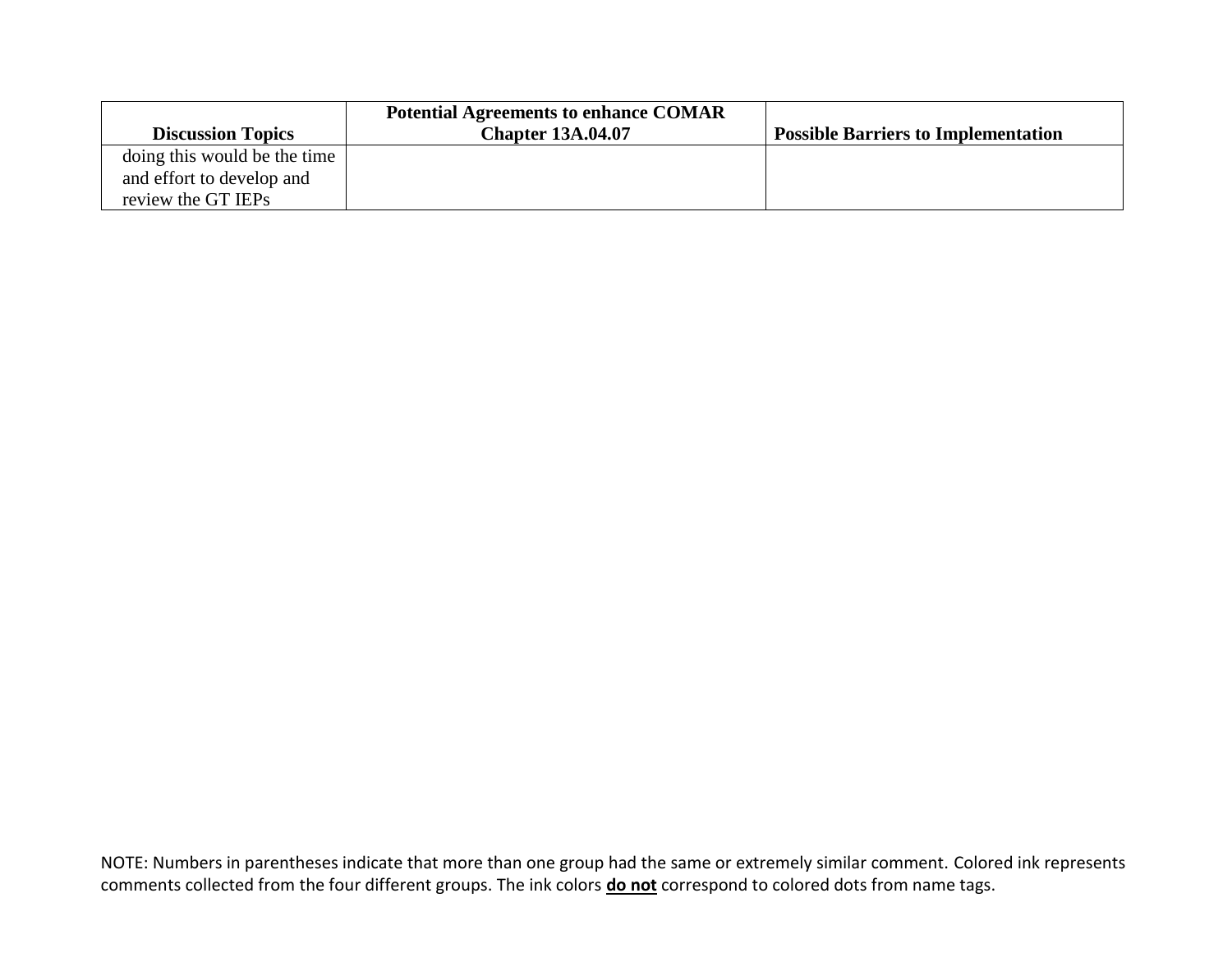| Discussion Topics | Potential Agreements to enhance COMAR Chapter 13A.04.07 | Possible Barriers to Implementation |
|---|---|---|
| doing this would be the time and effort to develop and review the GT IEPs | | |

NOTE: Numbers in parentheses indicate that more than one group had the same or extremely similar comment. Colored ink represents comments collected from the four different groups. The ink colors **do not** correspond to colored dots from name tags.